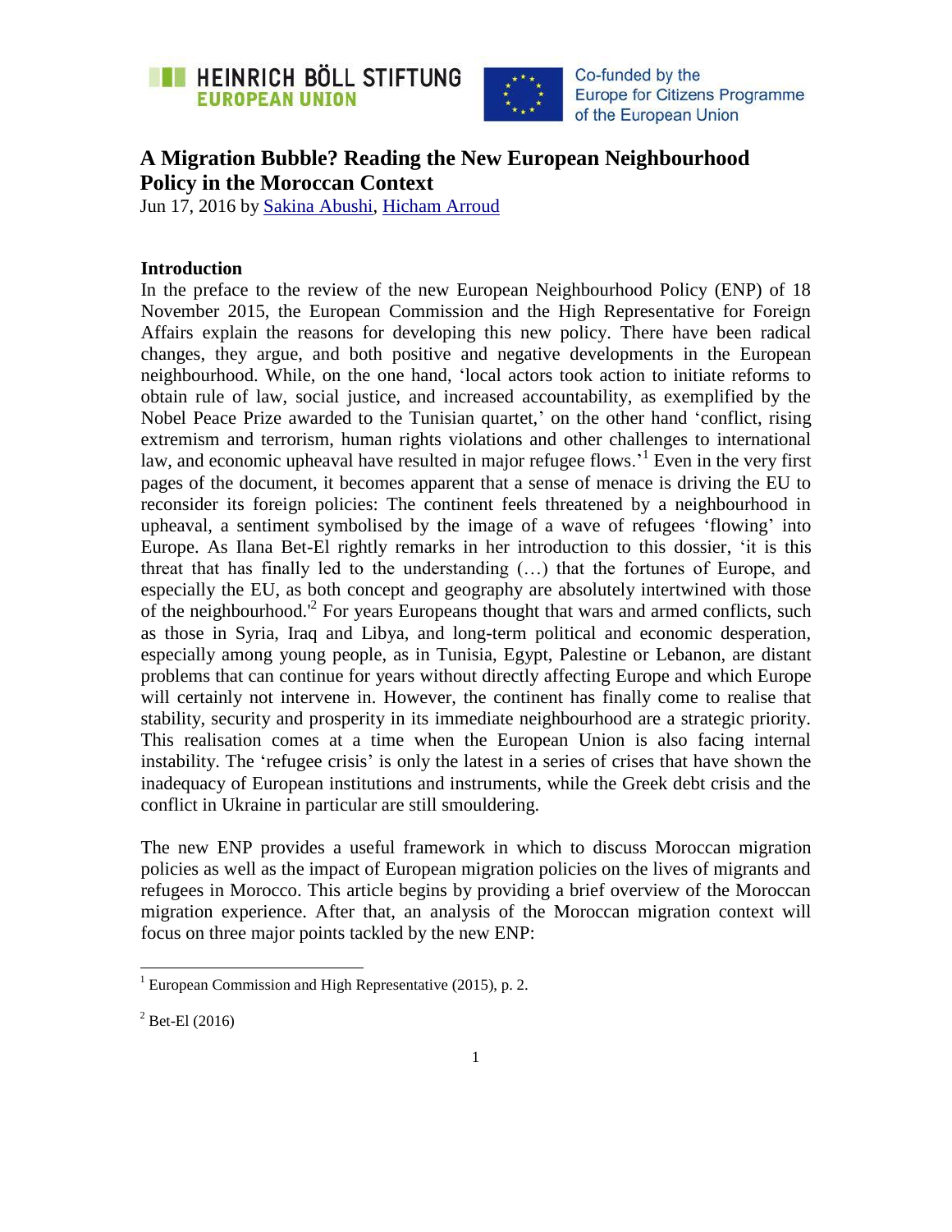# A Migration Bubble? Reading the New European Neighbourhood Policy in the Moroccan Context

Jun 17, 2016 by Sakina Abushi, Hicham Arroud

## Introduction

In the preface to the review of the new European Neighbourhood Policy (ENP) of 18 November 2015, the European Commission and the High Representative for Foreign Affairs explain the reasons for developing this new policy. There have been radical changes, they argue, and both positive and negative developments in the European neighbourhood. While, on the one hand, 'local actors took action to initiate reforms to obtain rule of law, social justice, and increased accountability, as exemplified by the Nobel Peace Prize awarded to the Tunisian quartet,' on the other hand 'conflict, rising extremism and terrorism, human rights violations and other challenges to international law, and economic upheaval have resulted in major refugee flows.'[1] Even in the very first pages of the document, it becomes apparent that a sense of menace is driving the EU to reconsider its foreign policies: The continent feels threatened by a neighbourhood in upheaval, a sentiment symbolised by the image of a wave of refugees 'flowing' into Europe. As Ilana Bet-El rightly remarks in her introduction to this dossier, 'it is this threat that has finally led to the understanding (…) that the fortunes of Europe, and especially the EU, as both concept and geography are absolutely intertwined with those of the neighbourhood.'[2] For years Europeans thought that wars and armed conflicts, such as those in Syria, Iraq and Libya, and long-term political and economic desperation, especially among young people, as in Tunisia, Egypt, Palestine or Lebanon, are distant problems that can continue for years without directly affecting Europe and which Europe will certainly not intervene in. However, the continent has finally come to realise that stability, security and prosperity in its immediate neighbourhood are a strategic priority. This realisation comes at a time when the European Union is also facing internal instability. The 'refugee crisis' is only the latest in a series of crises that have shown the inadequacy of European institutions and instruments, while the Greek debt crisis and the conflict in Ukraine in particular are still smouldering.

The new ENP provides a useful framework in which to discuss Moroccan migration policies as well as the impact of European migration policies on the lives of migrants and refugees in Morocco. This article begins by providing a brief overview of the Moroccan migration experience. After that, an analysis of the Moroccan migration context will focus on three major points tackled by the new ENP:

---

[1] European Commission and High Representative (2015), p. 2.

[2] Bet-El (2016)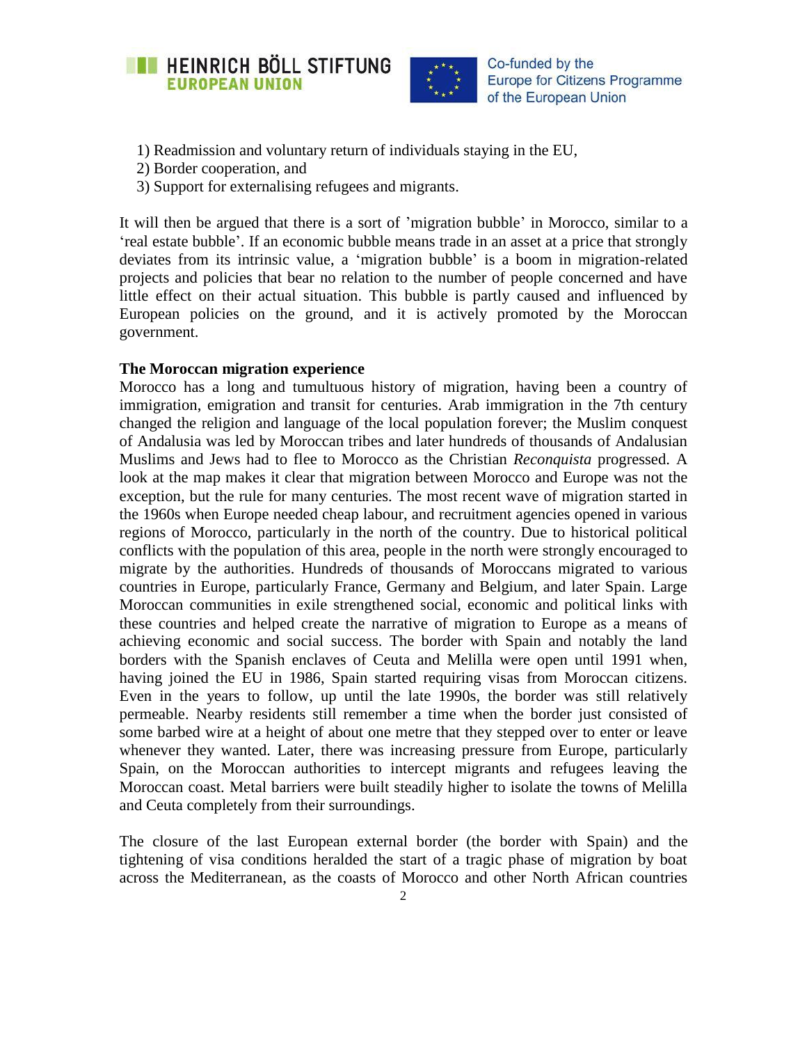1) Readmission and voluntary return of individuals staying in the EU,
2) Border cooperation, and
3) Support for externalising refugees and migrants.

It will then be argued that there is a sort of 'migration bubble' in Morocco, similar to a 'real estate bubble'. If an economic bubble means trade in an asset at a price that strongly deviates from its intrinsic value, a 'migration bubble' is a boom in migration-related projects and policies that bear no relation to the number of people concerned and have little effect on their actual situation. This bubble is partly caused and influenced by European policies on the ground, and it is actively promoted by the Moroccan government.

**The Moroccan migration experience**

Morocco has a long and tumultuous history of migration, having been a country of immigration, emigration and transit for centuries. Arab immigration in the 7th century changed the religion and language of the local population forever; the Muslim conquest of Andalusia was led by Moroccan tribes and later hundreds of thousands of Andalusian Muslims and Jews had to flee to Morocco as the Christian *Reconquista* progressed. A look at the map makes it clear that migration between Morocco and Europe was not the exception, but the rule for many centuries. The most recent wave of migration started in the 1960s when Europe needed cheap labour, and recruitment agencies opened in various regions of Morocco, particularly in the north of the country. Due to historical political conflicts with the population of this area, people in the north were strongly encouraged to migrate by the authorities. Hundreds of thousands of Moroccans migrated to various countries in Europe, particularly France, Germany and Belgium, and later Spain. Large Moroccan communities in exile strengthened social, economic and political links with these countries and helped create the narrative of migration to Europe as a means of achieving economic and social success. The border with Spain and notably the land borders with the Spanish enclaves of Ceuta and Melilla were open until 1991 when, having joined the EU in 1986, Spain started requiring visas from Moroccan citizens. Even in the years to follow, up until the late 1990s, the border was still relatively permeable. Nearby residents still remember a time when the border just consisted of some barbed wire at a height of about one metre that they stepped over to enter or leave whenever they wanted. Later, there was increasing pressure from Europe, particularly Spain, on the Moroccan authorities to intercept migrants and refugees leaving the Moroccan coast. Metal barriers were built steadily higher to isolate the towns of Melilla and Ceuta completely from their surroundings.

The closure of the last European external border (the border with Spain) and the tightening of visa conditions heralded the start of a tragic phase of migration by boat across the Mediterranean, as the coasts of Morocco and other North African countries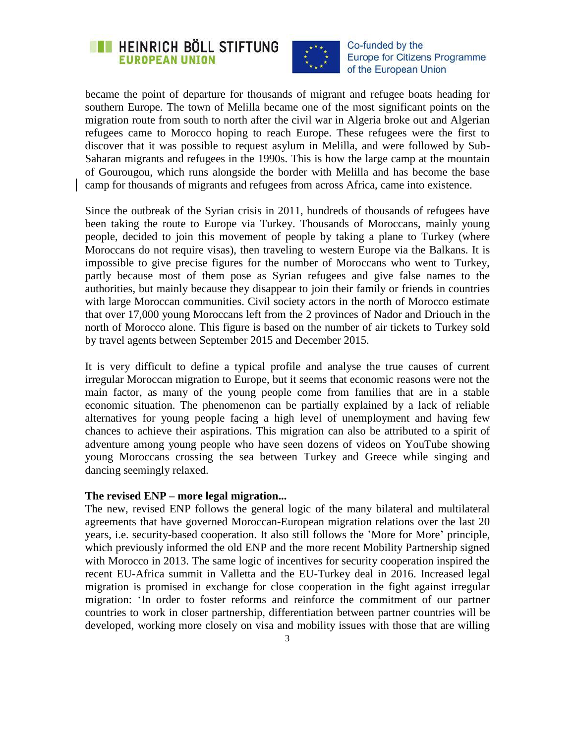became the point of departure for thousands of migrant and refugee boats heading for southern Europe. The town of Melilla became one of the most significant points on the migration route from south to north after the civil war in Algeria broke out and Algerian refugees came to Morocco hoping to reach Europe. These refugees were the first to discover that it was possible to request asylum in Melilla, and were followed by Sub-Saharan migrants and refugees in the 1990s. This is how the large camp at the mountain of Gourougou, which runs alongside the border with Melilla and has become the base camp for thousands of migrants and refugees from across Africa, came into existence.

Since the outbreak of the Syrian crisis in 2011, hundreds of thousands of refugees have been taking the route to Europe via Turkey. Thousands of Moroccans, mainly young people, decided to join this movement of people by taking a plane to Turkey (where Moroccans do not require visas), then traveling to western Europe via the Balkans. It is impossible to give precise figures for the number of Moroccans who went to Turkey, partly because most of them pose as Syrian refugees and give false names to the authorities, but mainly because they disappear to join their family or friends in countries with large Moroccan communities. Civil society actors in the north of Morocco estimate that over 17,000 young Moroccans left from the 2 provinces of Nador and Driouch in the north of Morocco alone. This figure is based on the number of air tickets to Turkey sold by travel agents between September 2015 and December 2015.

It is very difficult to define a typical profile and analyse the true causes of current irregular Moroccan migration to Europe, but it seems that economic reasons were not the main factor, as many of the young people come from families that are in a stable economic situation. The phenomenon can be partially explained by a lack of reliable alternatives for young people facing a high level of unemployment and having few chances to achieve their aspirations. This migration can also be attributed to a spirit of adventure among young people who have seen dozens of videos on YouTube showing young Moroccans crossing the sea between Turkey and Greece while singing and dancing seemingly relaxed.

**The revised ENP – more legal migration...**

The new, revised ENP follows the general logic of the many bilateral and multilateral agreements that have governed Moroccan-European migration relations over the last 20 years, i.e. security-based cooperation. It also still follows the 'More for More' principle, which previously informed the old ENP and the more recent Mobility Partnership signed with Morocco in 2013. The same logic of incentives for security cooperation inspired the recent EU-Africa summit in Valletta and the EU-Turkey deal in 2016. Increased legal migration is promised in exchange for close cooperation in the fight against irregular migration: 'In order to foster reforms and reinforce the commitment of our partner countries to work in closer partnership, differentiation between partner countries will be developed, working more closely on visa and mobility issues with those that are willing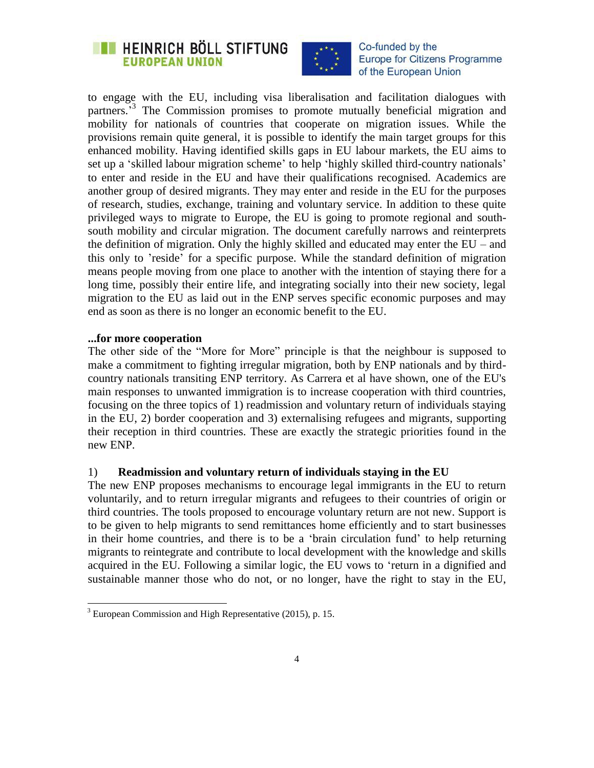to engage with the EU, including visa liberalisation and facilitation dialogues with partners.'[3] The Commission promises to promote mutually beneficial migration and mobility for nationals of countries that cooperate on migration issues. While the provisions remain quite general, it is possible to identify the main target groups for this enhanced mobility. Having identified skills gaps in EU labour markets, the EU aims to set up a 'skilled labour migration scheme' to help 'highly skilled third-country nationals' to enter and reside in the EU and have their qualifications recognised. Academics are another group of desired migrants. They may enter and reside in the EU for the purposes of research, studies, exchange, training and voluntary service. In addition to these quite privileged ways to migrate to Europe, the EU is going to promote regional and south-south mobility and circular migration. The document carefully narrows and reinterprets the definition of migration. Only the highly skilled and educated may enter the EU – and this only to 'reside' for a specific purpose. While the standard definition of migration means people moving from one place to another with the intention of staying there for a long time, possibly their entire life, and integrating socially into their new society, legal migration to the EU as laid out in the ENP serves specific economic purposes and may end as soon as there is no longer an economic benefit to the EU.

**...for more cooperation**

The other side of the "More for More" principle is that the neighbour is supposed to make a commitment to fighting irregular migration, both by ENP nationals and by third-country nationals transiting ENP territory. As Carrera et al have shown, one of the EU's main responses to unwanted immigration is to increase cooperation with third countries, focusing on the three topics of 1) readmission and voluntary return of individuals staying in the EU, 2) border cooperation and 3) externalising refugees and migrants, supporting their reception in third countries. These are exactly the strategic priorities found in the new ENP.

1) **Readmission and voluntary return of individuals staying in the EU**

The new ENP proposes mechanisms to encourage legal immigrants in the EU to return voluntarily, and to return irregular migrants and refugees to their countries of origin or third countries. The tools proposed to encourage voluntary return are not new. Support is to be given to help migrants to send remittances home efficiently and to start businesses in their home countries, and there is to be a 'brain circulation fund' to help returning migrants to reintegrate and contribute to local development with the knowledge and skills acquired in the EU. Following a similar logic, the EU vows to 'return in a dignified and sustainable manner those who do not, or no longer, have the right to stay in the EU,

[3] European Commission and High Representative (2015), p. 15.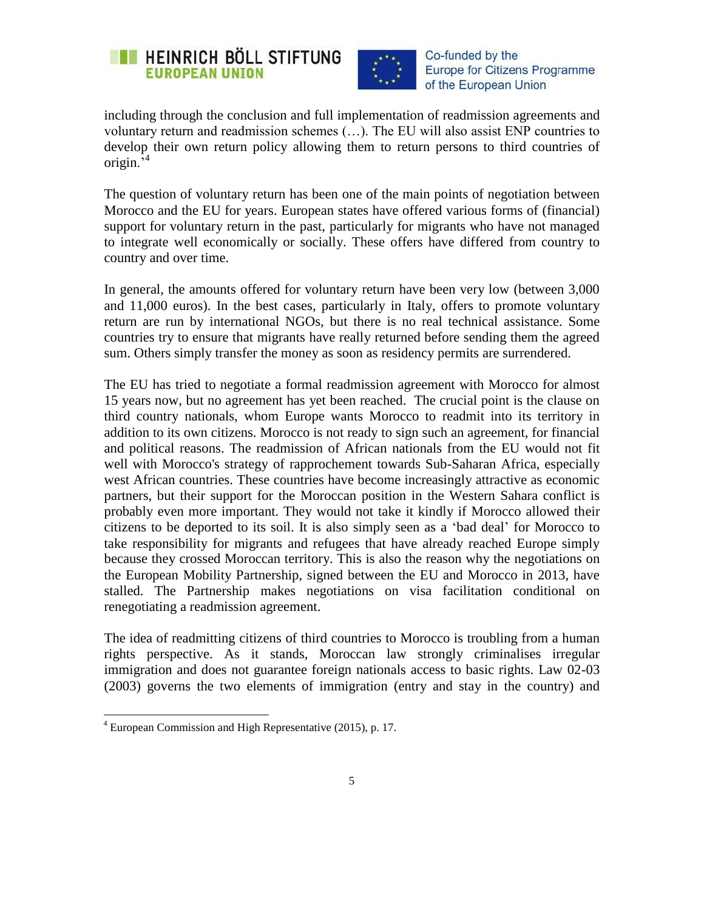including through the conclusion and full implementation of readmission agreements and voluntary return and readmission schemes (…). The EU will also assist ENP countries to develop their own return policy allowing them to return persons to third countries of origin.'[4]

The question of voluntary return has been one of the main points of negotiation between Morocco and the EU for years. European states have offered various forms of (financial) support for voluntary return in the past, particularly for migrants who have not managed to integrate well economically or socially. These offers have differed from country to country and over time.

In general, the amounts offered for voluntary return have been very low (between 3,000 and 11,000 euros). In the best cases, particularly in Italy, offers to promote voluntary return are run by international NGOs, but there is no real technical assistance. Some countries try to ensure that migrants have really returned before sending them the agreed sum. Others simply transfer the money as soon as residency permits are surrendered.

The EU has tried to negotiate a formal readmission agreement with Morocco for almost 15 years now, but no agreement has yet been reached. The crucial point is the clause on third country nationals, whom Europe wants Morocco to readmit into its territory in addition to its own citizens. Morocco is not ready to sign such an agreement, for financial and political reasons. The readmission of African nationals from the EU would not fit well with Morocco's strategy of rapprochement towards Sub-Saharan Africa, especially west African countries. These countries have become increasingly attractive as economic partners, but their support for the Moroccan position in the Western Sahara conflict is probably even more important. They would not take it kindly if Morocco allowed their citizens to be deported to its soil. It is also simply seen as a 'bad deal' for Morocco to take responsibility for migrants and refugees that have already reached Europe simply because they crossed Moroccan territory. This is also the reason why the negotiations on the European Mobility Partnership, signed between the EU and Morocco in 2013, have stalled. The Partnership makes negotiations on visa facilitation conditional on renegotiating a readmission agreement.

The idea of readmitting citizens of third countries to Morocco is troubling from a human rights perspective. As it stands, Moroccan law strongly criminalises irregular immigration and does not guarantee foreign nationals access to basic rights. Law 02-03 (2003) governs the two elements of immigration (entry and stay in the country) and

---

[4] European Commission and High Representative (2015), p. 17.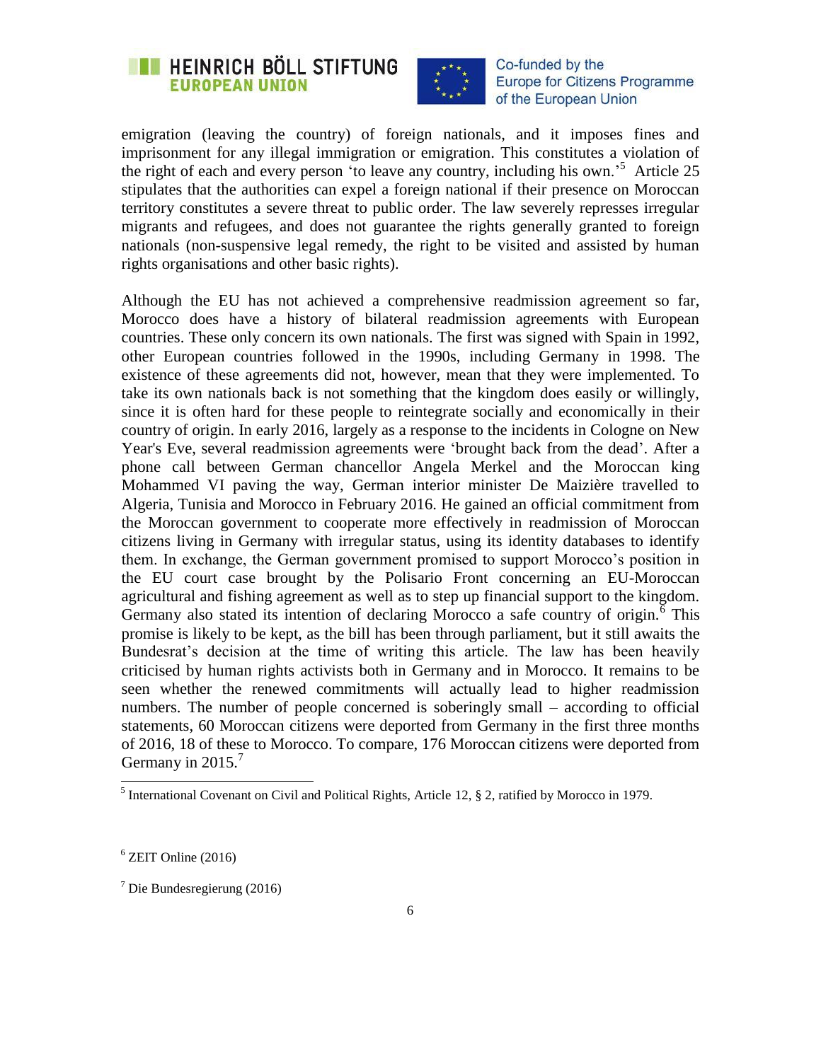emigration (leaving the country) of foreign nationals, and it imposes fines and imprisonment for any illegal immigration or emigration. This constitutes a violation of the right of each and every person 'to leave any country, including his own.'[5] Article 25 stipulates that the authorities can expel a foreign national if their presence on Moroccan territory constitutes a severe threat to public order. The law severely represses irregular migrants and refugees, and does not guarantee the rights generally granted to foreign nationals (non-suspensive legal remedy, the right to be visited and assisted by human rights organisations and other basic rights).

Although the EU has not achieved a comprehensive readmission agreement so far, Morocco does have a history of bilateral readmission agreements with European countries. These only concern its own nationals. The first was signed with Spain in 1992, other European countries followed in the 1990s, including Germany in 1998. The existence of these agreements did not, however, mean that they were implemented. To take its own nationals back is not something that the kingdom does easily or willingly, since it is often hard for these people to reintegrate socially and economically in their country of origin. In early 2016, largely as a response to the incidents in Cologne on New Year's Eve, several readmission agreements were 'brought back from the dead'. After a phone call between German chancellor Angela Merkel and the Moroccan king Mohammed VI paving the way, German interior minister De Maizière travelled to Algeria, Tunisia and Morocco in February 2016. He gained an official commitment from the Moroccan government to cooperate more effectively in readmission of Moroccan citizens living in Germany with irregular status, using its identity databases to identify them. In exchange, the German government promised to support Morocco's position in the EU court case brought by the Polisario Front concerning an EU-Moroccan agricultural and fishing agreement as well as to step up financial support to the kingdom. Germany also stated its intention of declaring Morocco a safe country of origin.[6] This promise is likely to be kept, as the bill has been through parliament, but it still awaits the Bundesrat's decision at the time of writing this article. The law has been heavily criticised by human rights activists both in Germany and in Morocco. It remains to be seen whether the renewed commitments will actually lead to higher readmission numbers. The number of people concerned is soberingly small – according to official statements, 60 Moroccan citizens were deported from Germany in the first three months of 2016, 18 of these to Morocco. To compare, 176 Moroccan citizens were deported from Germany in 2015.[7]

---

[5] International Covenant on Civil and Political Rights, Article 12, § 2, ratified by Morocco in 1979.

[6] ZEIT Online (2016)

[7] Die Bundesregierung (2016)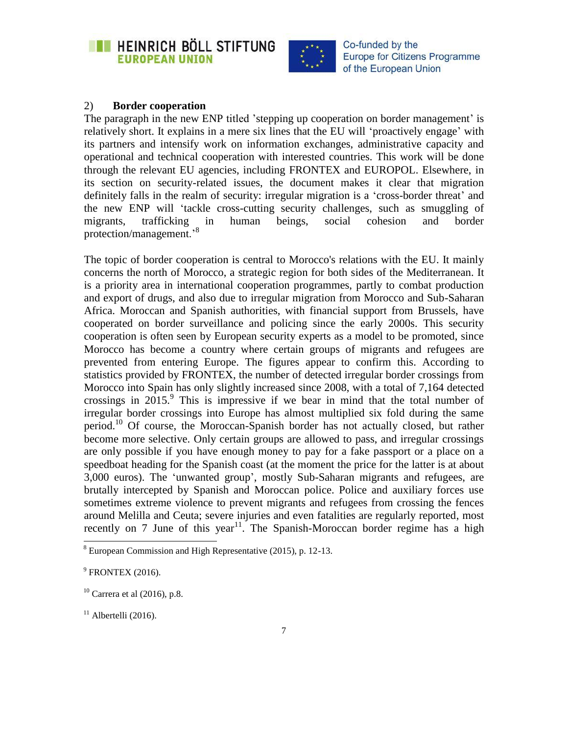## 2) Border cooperation

The paragraph in the new ENP titled 'stepping up cooperation on border management' is relatively short. It explains in a mere six lines that the EU will 'proactively engage' with its partners and intensify work on information exchanges, administrative capacity and operational and technical cooperation with interested countries. This work will be done through the relevant EU agencies, including FRONTEX and EUROPOL. Elsewhere, in its section on security-related issues, the document makes it clear that migration definitely falls in the realm of security: irregular migration is a 'cross-border threat' and the new ENP will 'tackle cross-cutting security challenges, such as smuggling of migrants, trafficking in human beings, social cohesion and border protection/management.'[8]

The topic of border cooperation is central to Morocco's relations with the EU. It mainly concerns the north of Morocco, a strategic region for both sides of the Mediterranean. It is a priority area in international cooperation programmes, partly to combat production and export of drugs, and also due to irregular migration from Morocco and Sub-Saharan Africa. Moroccan and Spanish authorities, with financial support from Brussels, have cooperated on border surveillance and policing since the early 2000s. This security cooperation is often seen by European security experts as a model to be promoted, since Morocco has become a country where certain groups of migrants and refugees are prevented from entering Europe. The figures appear to confirm this. According to statistics provided by FRONTEX, the number of detected irregular border crossings from Morocco into Spain has only slightly increased since 2008, with a total of 7,164 detected crossings in 2015.[9] This is impressive if we bear in mind that the total number of irregular border crossings into Europe has almost multiplied six fold during the same period.[10] Of course, the Moroccan-Spanish border has not actually closed, but rather become more selective. Only certain groups are allowed to pass, and irregular crossings are only possible if you have enough money to pay for a fake passport or a place on a speedboat heading for the Spanish coast (at the moment the price for the latter is at about 3,000 euros). The 'unwanted group', mostly Sub-Saharan migrants and refugees, are brutally intercepted by Spanish and Moroccan police. Police and auxiliary forces use sometimes extreme violence to prevent migrants and refugees from crossing the fences around Melilla and Ceuta; severe injuries and even fatalities are regularly reported, most recently on 7 June of this year[11]. The Spanish-Moroccan border regime has a high

---

[8] European Commission and High Representative (2015), p. 12-13.

[9] FRONTEX (2016).

[10] Carrera et al (2016), p.8.

[11] Albertelli (2016).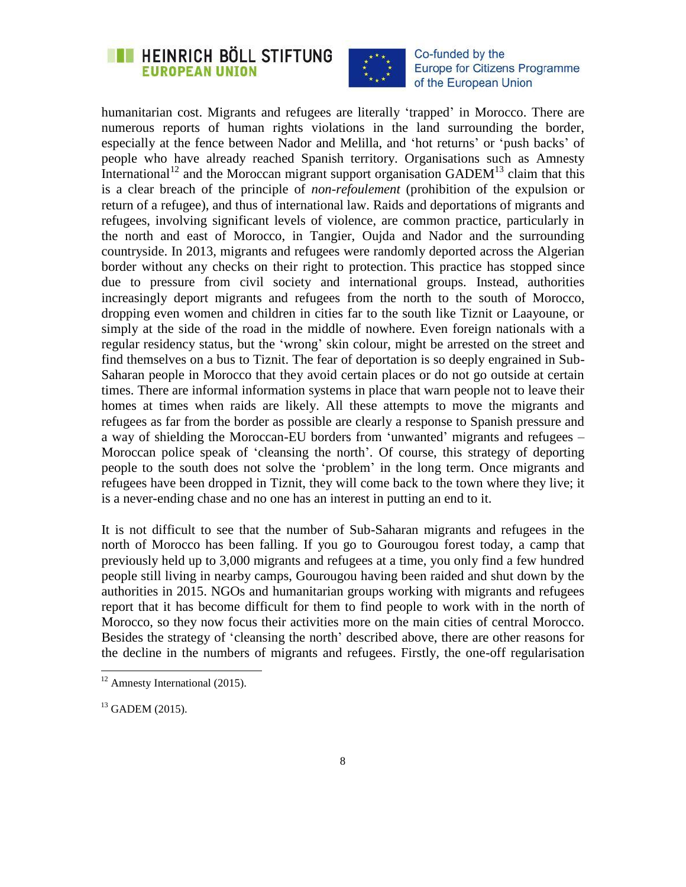humanitarian cost. Migrants and refugees are literally 'trapped' in Morocco. There are numerous reports of human rights violations in the land surrounding the border, especially at the fence between Nador and Melilla, and 'hot returns' or 'push backs' of people who have already reached Spanish territory. Organisations such as Amnesty International[12] and the Moroccan migrant support organisation GADEM[13] claim that this is a clear breach of the principle of *non-refoulement* (prohibition of the expulsion or return of a refugee), and thus of international law. Raids and deportations of migrants and refugees, involving significant levels of violence, are common practice, particularly in the north and east of Morocco, in Tangier, Oujda and Nador and the surrounding countryside. In 2013, migrants and refugees were randomly deported across the Algerian border without any checks on their right to protection. This practice has stopped since due to pressure from civil society and international groups. Instead, authorities increasingly deport migrants and refugees from the north to the south of Morocco, dropping even women and children in cities far to the south like Tiznit or Laayoune, or simply at the side of the road in the middle of nowhere. Even foreign nationals with a regular residency status, but the 'wrong' skin colour, might be arrested on the street and find themselves on a bus to Tiznit. The fear of deportation is so deeply engrained in Sub-Saharan people in Morocco that they avoid certain places or do not go outside at certain times. There are informal information systems in place that warn people not to leave their homes at times when raids are likely. All these attempts to move the migrants and refugees as far from the border as possible are clearly a response to Spanish pressure and a way of shielding the Moroccan-EU borders from 'unwanted' migrants and refugees – Moroccan police speak of 'cleansing the north'. Of course, this strategy of deporting people to the south does not solve the 'problem' in the long term. Once migrants and refugees have been dropped in Tiznit, they will come back to the town where they live; it is a never-ending chase and no one has an interest in putting an end to it.

It is not difficult to see that the number of Sub-Saharan migrants and refugees in the north of Morocco has been falling. If you go to Gourougou forest today, a camp that previously held up to 3,000 migrants and refugees at a time, you only find a few hundred people still living in nearby camps, Gourougou having been raided and shut down by the authorities in 2015. NGOs and humanitarian groups working with migrants and refugees report that it has become difficult for them to find people to work with in the north of Morocco, so they now focus their activities more on the main cities of central Morocco. Besides the strategy of 'cleansing the north' described above, there are other reasons for the decline in the numbers of migrants and refugees. Firstly, the one-off regularisation

---

[12] Amnesty International (2015).

[13] GADEM (2015).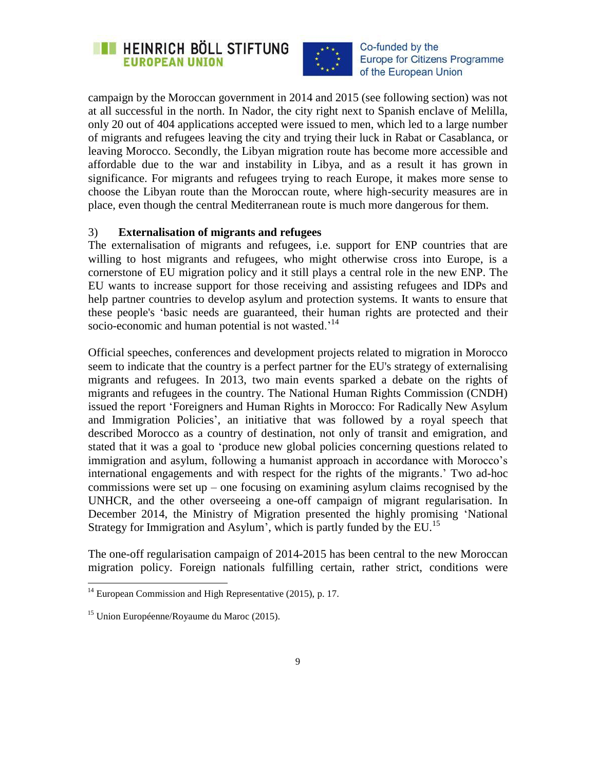campaign by the Moroccan government in 2014 and 2015 (see following section) was not at all successful in the north. In Nador, the city right next to Spanish enclave of Melilla, only 20 out of 404 applications accepted were issued to men, which led to a large number of migrants and refugees leaving the city and trying their luck in Rabat or Casablanca, or leaving Morocco. Secondly, the Libyan migration route has become more accessible and affordable due to the war and instability in Libya, and as a result it has grown in significance. For migrants and refugees trying to reach Europe, it makes more sense to choose the Libyan route than the Moroccan route, where high-security measures are in place, even though the central Mediterranean route is much more dangerous for them.

### 3) **Externalisation of migrants and refugees**

The externalisation of migrants and refugees, i.e. support for ENP countries that are willing to host migrants and refugees, who might otherwise cross into Europe, is a cornerstone of EU migration policy and it still plays a central role in the new ENP. The EU wants to increase support for those receiving and assisting refugees and IDPs and help partner countries to develop asylum and protection systems. It wants to ensure that these people's 'basic needs are guaranteed, their human rights are protected and their socio-economic and human potential is not wasted.'[14]

Official speeches, conferences and development projects related to migration in Morocco seem to indicate that the country is a perfect partner for the EU's strategy of externalising migrants and refugees. In 2013, two main events sparked a debate on the rights of migrants and refugees in the country. The National Human Rights Commission (CNDH) issued the report 'Foreigners and Human Rights in Morocco: For Radically New Asylum and Immigration Policies', an initiative that was followed by a royal speech that described Morocco as a country of destination, not only of transit and emigration, and stated that it was a goal to 'produce new global policies concerning questions related to immigration and asylum, following a humanist approach in accordance with Morocco's international engagements and with respect for the rights of the migrants.' Two ad-hoc commissions were set up – one focusing on examining asylum claims recognised by the UNHCR, and the other overseeing a one-off campaign of migrant regularisation. In December 2014, the Ministry of Migration presented the highly promising 'National Strategy for Immigration and Asylum', which is partly funded by the EU.[15]

The one-off regularisation campaign of 2014-2015 has been central to the new Moroccan migration policy. Foreign nationals fulfilling certain, rather strict, conditions were

---

[14] European Commission and High Representative (2015), p. 17.

[15] Union Européenne/Royaume du Maroc (2015).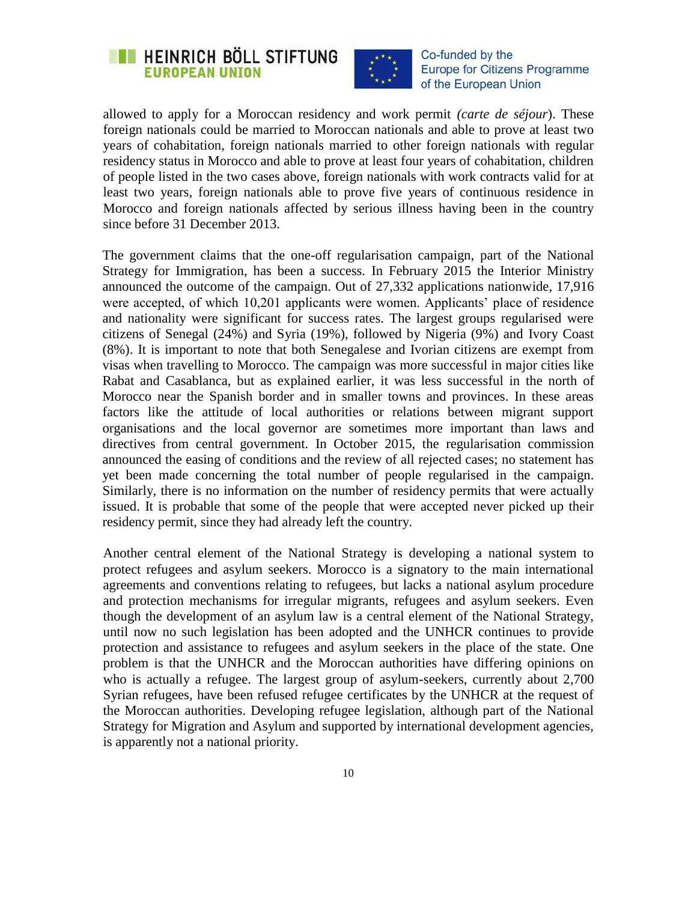allowed to apply for a Moroccan residency and work permit *(carte de séjour*). These foreign nationals could be married to Moroccan nationals and able to prove at least two years of cohabitation, foreign nationals married to other foreign nationals with regular residency status in Morocco and able to prove at least four years of cohabitation, children of people listed in the two cases above, foreign nationals with work contracts valid for at least two years, foreign nationals able to prove five years of continuous residence in Morocco and foreign nationals affected by serious illness having been in the country since before 31 December 2013.

The government claims that the one-off regularisation campaign, part of the National Strategy for Immigration, has been a success. In February 2015 the Interior Ministry announced the outcome of the campaign. Out of 27,332 applications nationwide, 17,916 were accepted, of which 10,201 applicants were women. Applicants' place of residence and nationality were significant for success rates. The largest groups regularised were citizens of Senegal (24%) and Syria (19%), followed by Nigeria (9%) and Ivory Coast (8%). It is important to note that both Senegalese and Ivorian citizens are exempt from visas when travelling to Morocco. The campaign was more successful in major cities like Rabat and Casablanca, but as explained earlier, it was less successful in the north of Morocco near the Spanish border and in smaller towns and provinces. In these areas factors like the attitude of local authorities or relations between migrant support organisations and the local governor are sometimes more important than laws and directives from central government. In October 2015, the regularisation commission announced the easing of conditions and the review of all rejected cases; no statement has yet been made concerning the total number of people regularised in the campaign. Similarly, there is no information on the number of residency permits that were actually issued. It is probable that some of the people that were accepted never picked up their residency permit, since they had already left the country.

Another central element of the National Strategy is developing a national system to protect refugees and asylum seekers. Morocco is a signatory to the main international agreements and conventions relating to refugees, but lacks a national asylum procedure and protection mechanisms for irregular migrants, refugees and asylum seekers. Even though the development of an asylum law is a central element of the National Strategy, until now no such legislation has been adopted and the UNHCR continues to provide protection and assistance to refugees and asylum seekers in the place of the state. One problem is that the UNHCR and the Moroccan authorities have differing opinions on who is actually a refugee. The largest group of asylum-seekers, currently about 2,700 Syrian refugees, have been refused refugee certificates by the UNHCR at the request of the Moroccan authorities. Developing refugee legislation, although part of the National Strategy for Migration and Asylum and supported by international development agencies, is apparently not a national priority.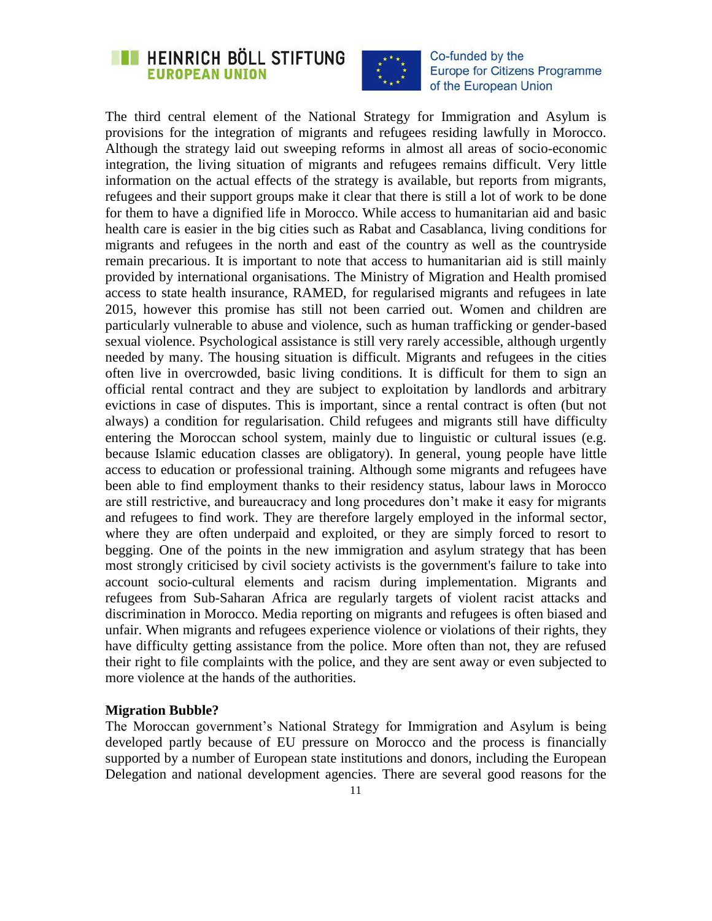The third central element of the National Strategy for Immigration and Asylum is provisions for the integration of migrants and refugees residing lawfully in Morocco. Although the strategy laid out sweeping reforms in almost all areas of socio-economic integration, the living situation of migrants and refugees remains difficult. Very little information on the actual effects of the strategy is available, but reports from migrants, refugees and their support groups make it clear that there is still a lot of work to be done for them to have a dignified life in Morocco. While access to humanitarian aid and basic health care is easier in the big cities such as Rabat and Casablanca, living conditions for migrants and refugees in the north and east of the country as well as the countryside remain precarious. It is important to note that access to humanitarian aid is still mainly provided by international organisations. The Ministry of Migration and Health promised access to state health insurance, RAMED, for regularised migrants and refugees in late 2015, however this promise has still not been carried out. Women and children are particularly vulnerable to abuse and violence, such as human trafficking or gender-based sexual violence. Psychological assistance is still very rarely accessible, although urgently needed by many. The housing situation is difficult. Migrants and refugees in the cities often live in overcrowded, basic living conditions. It is difficult for them to sign an official rental contract and they are subject to exploitation by landlords and arbitrary evictions in case of disputes. This is important, since a rental contract is often (but not always) a condition for regularisation. Child refugees and migrants still have difficulty entering the Moroccan school system, mainly due to linguistic or cultural issues (e.g. because Islamic education classes are obligatory). In general, young people have little access to education or professional training. Although some migrants and refugees have been able to find employment thanks to their residency status, labour laws in Morocco are still restrictive, and bureaucracy and long procedures don't make it easy for migrants and refugees to find work. They are therefore largely employed in the informal sector, where they are often underpaid and exploited, or they are simply forced to resort to begging. One of the points in the new immigration and asylum strategy that has been most strongly criticised by civil society activists is the government's failure to take into account socio-cultural elements and racism during implementation. Migrants and refugees from Sub-Saharan Africa are regularly targets of violent racist attacks and discrimination in Morocco. Media reporting on migrants and refugees is often biased and unfair. When migrants and refugees experience violence or violations of their rights, they have difficulty getting assistance from the police. More often than not, they are refused their right to file complaints with the police, and they are sent away or even subjected to more violence at the hands of the authorities.

**Migration Bubble?**

The Moroccan government's National Strategy for Immigration and Asylum is being developed partly because of EU pressure on Morocco and the process is financially supported by a number of European state institutions and donors, including the European Delegation and national development agencies. There are several good reasons for the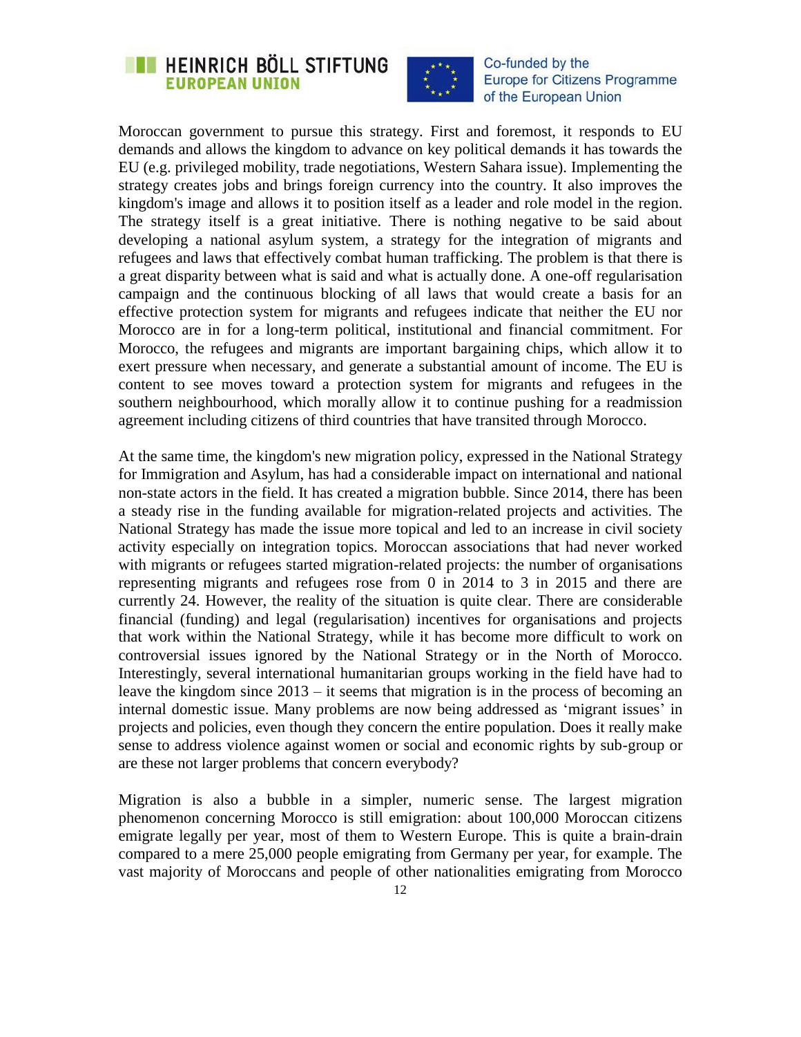Moroccan government to pursue this strategy. First and foremost, it responds to EU demands and allows the kingdom to advance on key political demands it has towards the EU (e.g. privileged mobility, trade negotiations, Western Sahara issue). Implementing the strategy creates jobs and brings foreign currency into the country. It also improves the kingdom's image and allows it to position itself as a leader and role model in the region. The strategy itself is a great initiative. There is nothing negative to be said about developing a national asylum system, a strategy for the integration of migrants and refugees and laws that effectively combat human trafficking. The problem is that there is a great disparity between what is said and what is actually done. A one-off regularisation campaign and the continuous blocking of all laws that would create a basis for an effective protection system for migrants and refugees indicate that neither the EU nor Morocco are in for a long-term political, institutional and financial commitment. For Morocco, the refugees and migrants are important bargaining chips, which allow it to exert pressure when necessary, and generate a substantial amount of income. The EU is content to see moves toward a protection system for migrants and refugees in the southern neighbourhood, which morally allow it to continue pushing for a readmission agreement including citizens of third countries that have transited through Morocco.

At the same time, the kingdom's new migration policy, expressed in the National Strategy for Immigration and Asylum, has had a considerable impact on international and national non-state actors in the field. It has created a migration bubble. Since 2014, there has been a steady rise in the funding available for migration-related projects and activities. The National Strategy has made the issue more topical and led to an increase in civil society activity especially on integration topics. Moroccan associations that had never worked with migrants or refugees started migration-related projects: the number of organisations representing migrants and refugees rose from 0 in 2014 to 3 in 2015 and there are currently 24. However, the reality of the situation is quite clear. There are considerable financial (funding) and legal (regularisation) incentives for organisations and projects that work within the National Strategy, while it has become more difficult to work on controversial issues ignored by the National Strategy or in the North of Morocco. Interestingly, several international humanitarian groups working in the field have had to leave the kingdom since 2013 – it seems that migration is in the process of becoming an internal domestic issue. Many problems are now being addressed as 'migrant issues' in projects and policies, even though they concern the entire population. Does it really make sense to address violence against women or social and economic rights by sub-group or are these not larger problems that concern everybody?

Migration is also a bubble in a simpler, numeric sense. The largest migration phenomenon concerning Morocco is still emigration: about 100,000 Moroccan citizens emigrate legally per year, most of them to Western Europe. This is quite a brain-drain compared to a mere 25,000 people emigrating from Germany per year, for example. The vast majority of Moroccans and people of other nationalities emigrating from Morocco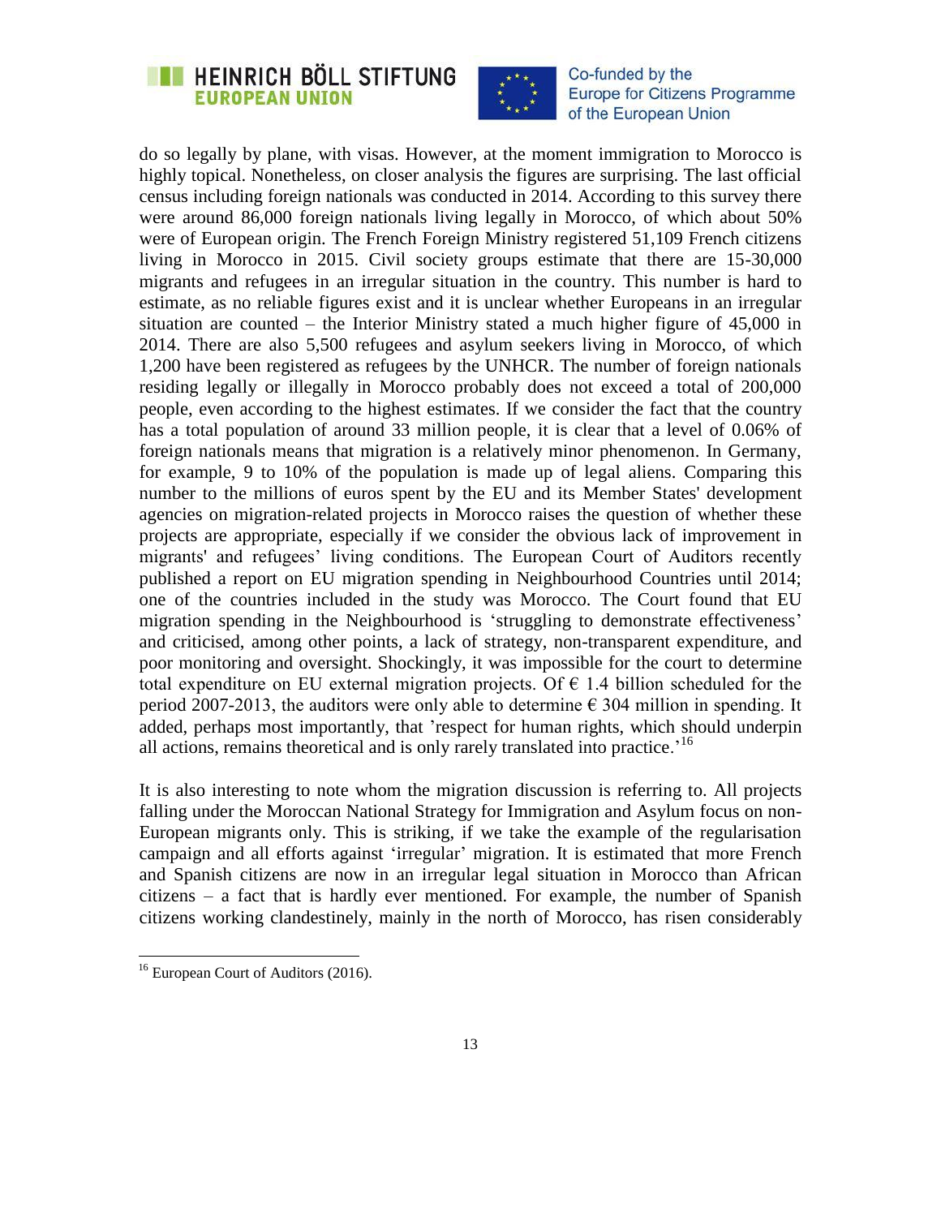do so legally by plane, with visas. However, at the moment immigration to Morocco is highly topical. Nonetheless, on closer analysis the figures are surprising. The last official census including foreign nationals was conducted in 2014. According to this survey there were around 86,000 foreign nationals living legally in Morocco, of which about 50% were of European origin. The French Foreign Ministry registered 51,109 French citizens living in Morocco in 2015. Civil society groups estimate that there are 15-30,000 migrants and refugees in an irregular situation in the country. This number is hard to estimate, as no reliable figures exist and it is unclear whether Europeans in an irregular situation are counted – the Interior Ministry stated a much higher figure of 45,000 in 2014. There are also 5,500 refugees and asylum seekers living in Morocco, of which 1,200 have been registered as refugees by the UNHCR. The number of foreign nationals residing legally or illegally in Morocco probably does not exceed a total of 200,000 people, even according to the highest estimates. If we consider the fact that the country has a total population of around 33 million people, it is clear that a level of 0.06% of foreign nationals means that migration is a relatively minor phenomenon. In Germany, for example, 9 to 10% of the population is made up of legal aliens. Comparing this number to the millions of euros spent by the EU and its Member States' development agencies on migration-related projects in Morocco raises the question of whether these projects are appropriate, especially if we consider the obvious lack of improvement in migrants' and refugees' living conditions. The European Court of Auditors recently published a report on EU migration spending in Neighbourhood Countries until 2014; one of the countries included in the study was Morocco. The Court found that EU migration spending in the Neighbourhood is 'struggling to demonstrate effectiveness' and criticised, among other points, a lack of strategy, non-transparent expenditure, and poor monitoring and oversight. Shockingly, it was impossible for the court to determine total expenditure on EU external migration projects. Of € 1.4 billion scheduled for the period 2007-2013, the auditors were only able to determine € 304 million in spending. It added, perhaps most importantly, that 'respect for human rights, which should underpin all actions, remains theoretical and is only rarely translated into practice.'[16]

It is also interesting to note whom the migration discussion is referring to. All projects falling under the Moroccan National Strategy for Immigration and Asylum focus on non-European migrants only. This is striking, if we take the example of the regularisation campaign and all efforts against 'irregular' migration. It is estimated that more French and Spanish citizens are now in an irregular legal situation in Morocco than African citizens – a fact that is hardly ever mentioned. For example, the number of Spanish citizens working clandestinely, mainly in the north of Morocco, has risen considerably

[16] European Court of Auditors (2016).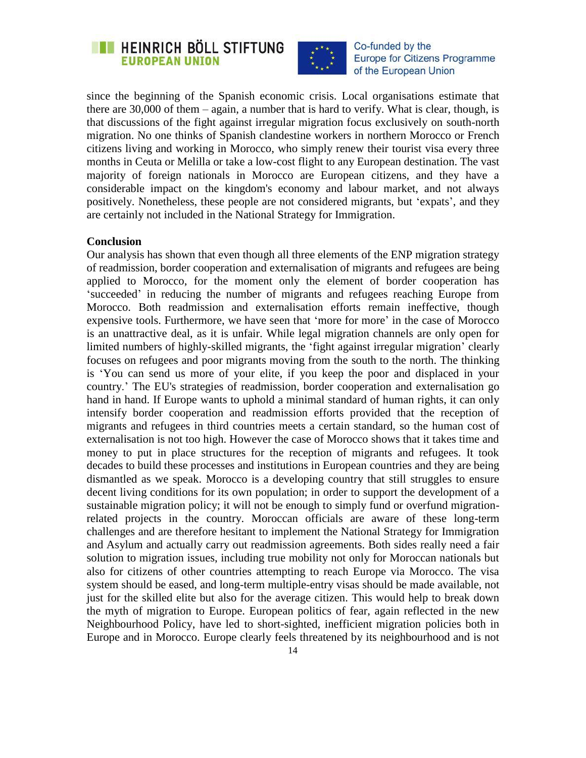since the beginning of the Spanish economic crisis. Local organisations estimate that there are 30,000 of them – again, a number that is hard to verify. What is clear, though, is that discussions of the fight against irregular migration focus exclusively on south-north migration. No one thinks of Spanish clandestine workers in northern Morocco or French citizens living and working in Morocco, who simply renew their tourist visa every three months in Ceuta or Melilla or take a low-cost flight to any European destination. The vast majority of foreign nationals in Morocco are European citizens, and they have a considerable impact on the kingdom's economy and labour market, and not always positively. Nonetheless, these people are not considered migrants, but 'expats', and they are certainly not included in the National Strategy for Immigration.

**Conclusion**

Our analysis has shown that even though all three elements of the ENP migration strategy of readmission, border cooperation and externalisation of migrants and refugees are being applied to Morocco, for the moment only the element of border cooperation has 'succeeded' in reducing the number of migrants and refugees reaching Europe from Morocco. Both readmission and externalisation efforts remain ineffective, though expensive tools. Furthermore, we have seen that 'more for more' in the case of Morocco is an unattractive deal, as it is unfair. While legal migration channels are only open for limited numbers of highly-skilled migrants, the 'fight against irregular migration' clearly focuses on refugees and poor migrants moving from the south to the north. The thinking is 'You can send us more of your elite, if you keep the poor and displaced in your country.' The EU's strategies of readmission, border cooperation and externalisation go hand in hand. If Europe wants to uphold a minimal standard of human rights, it can only intensify border cooperation and readmission efforts provided that the reception of migrants and refugees in third countries meets a certain standard, so the human cost of externalisation is not too high. However the case of Morocco shows that it takes time and money to put in place structures for the reception of migrants and refugees. It took decades to build these processes and institutions in European countries and they are being dismantled as we speak. Morocco is a developing country that still struggles to ensure decent living conditions for its own population; in order to support the development of a sustainable migration policy; it will not be enough to simply fund or overfund migration-related projects in the country. Moroccan officials are aware of these long-term challenges and are therefore hesitant to implement the National Strategy for Immigration and Asylum and actually carry out readmission agreements. Both sides really need a fair solution to migration issues, including true mobility not only for Moroccan nationals but also for citizens of other countries attempting to reach Europe via Morocco. The visa system should be eased, and long-term multiple-entry visas should be made available, not just for the skilled elite but also for the average citizen. This would help to break down the myth of migration to Europe. European politics of fear, again reflected in the new Neighbourhood Policy, have led to short-sighted, inefficient migration policies both in Europe and in Morocco. Europe clearly feels threatened by its neighbourhood and is not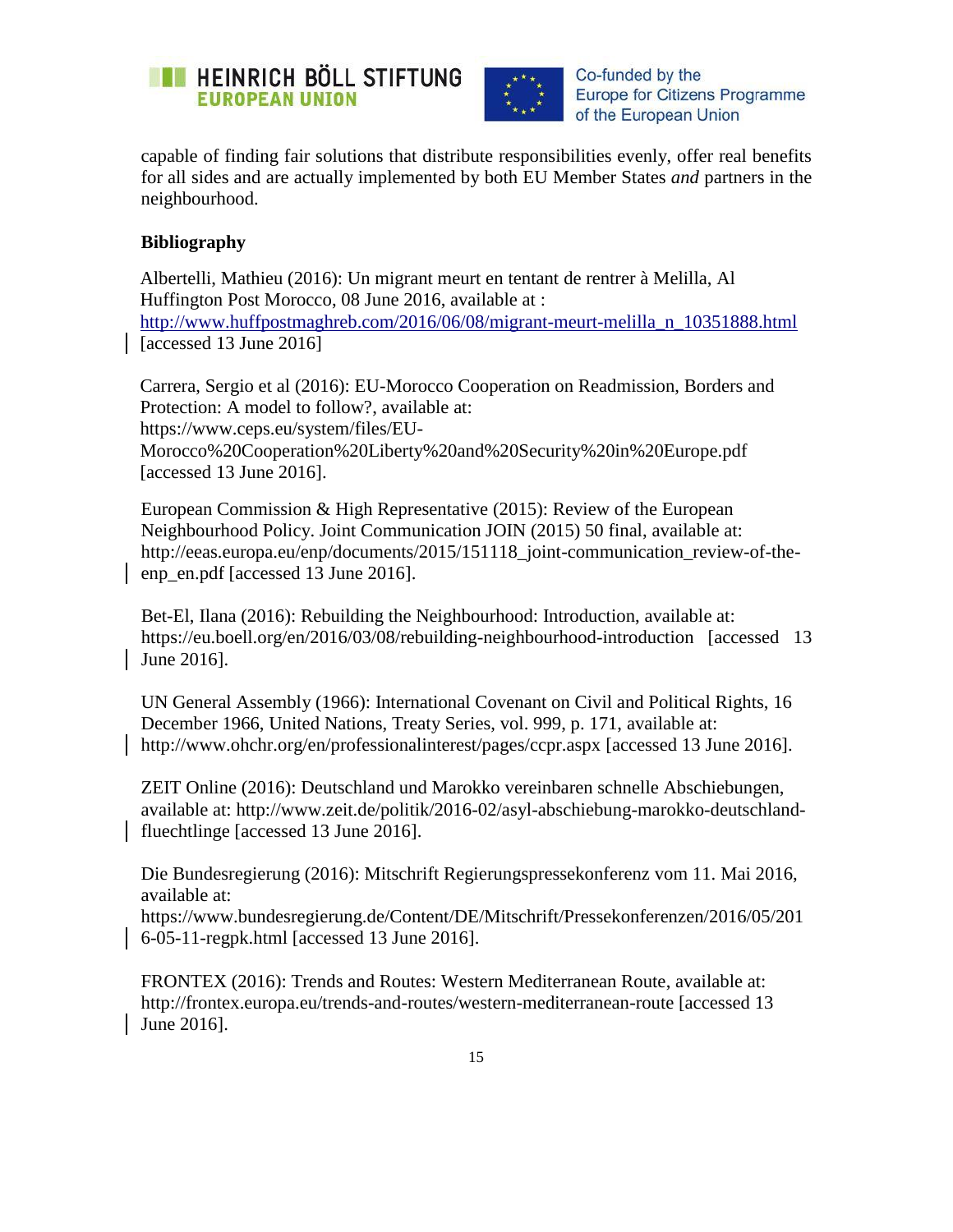capable of finding fair solutions that distribute responsibilities evenly, offer real benefits for all sides and are actually implemented by both EU Member States *and* partners in the neighbourhood.

**Bibliography**

Albertelli, Mathieu (2016): Un migrant meurt en tentant de rentrer à Melilla, Al Huffington Post Morocco, 08 June 2016, available at : http://www.huffpostmaghreb.com/2016/06/08/migrant-meurt-melilla_n_10351888.html [accessed 13 June 2016]

Carrera, Sergio et al (2016): EU-Morocco Cooperation on Readmission, Borders and Protection: A model to follow?, available at: https://www.ceps.eu/system/files/EU-Morocco%20Cooperation%20Liberty%20and%20Security%20in%20Europe.pdf [accessed 13 June 2016].

European Commission & High Representative (2015): Review of the European Neighbourhood Policy. Joint Communication JOIN (2015) 50 final, available at: http://eeas.europa.eu/enp/documents/2015/151118_joint-communication_review-of-the-enp_en.pdf [accessed 13 June 2016].

Bet-El, Ilana (2016): Rebuilding the Neighbourhood: Introduction, available at: https://eu.boell.org/en/2016/03/08/rebuilding-neighbourhood-introduction [accessed 13 June 2016].

UN General Assembly (1966): International Covenant on Civil and Political Rights, 16 December 1966, United Nations, Treaty Series, vol. 999, p. 171, available at: http://www.ohchr.org/en/professionalinterest/pages/ccpr.aspx [accessed 13 June 2016].

ZEIT Online (2016): Deutschland und Marokko vereinbaren schnelle Abschiebungen, available at: http://www.zeit.de/politik/2016-02/asyl-abschiebung-marokko-deutschland-fluechtlinge [accessed 13 June 2016].

Die Bundesregierung (2016): Mitschrift Regierungspressekonferenz vom 11. Mai 2016, available at: https://www.bundesregierung.de/Content/DE/Mitschrift/Pressekonferenzen/2016/05/2016-05-11-regpk.html [accessed 13 June 2016].

FRONTEX (2016): Trends and Routes: Western Mediterranean Route, available at: http://frontex.europa.eu/trends-and-routes/western-mediterranean-route [accessed 13 June 2016].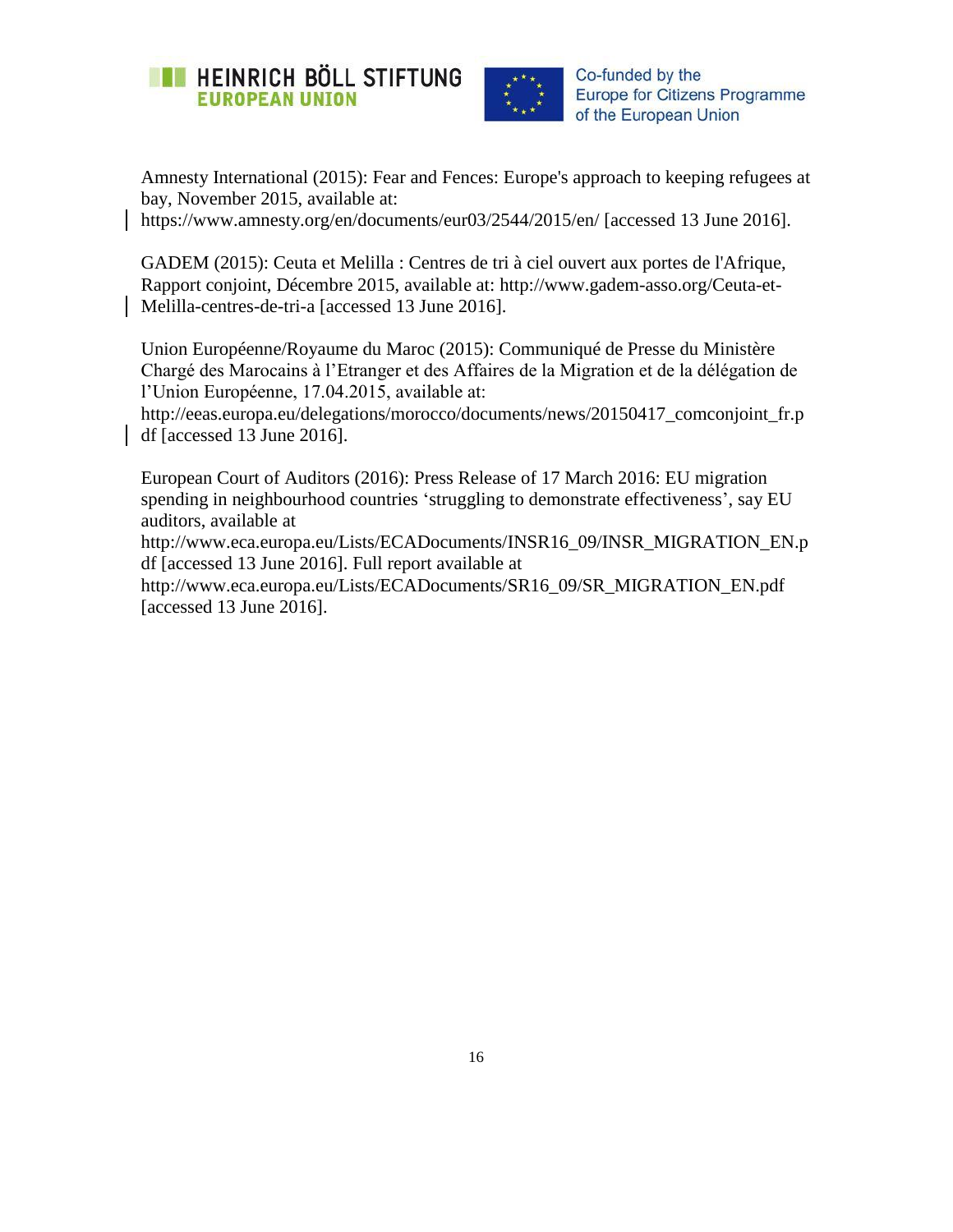Amnesty International (2015): Fear and Fences: Europe's approach to keeping refugees at bay, November 2015, available at: https://www.amnesty.org/en/documents/eur03/2544/2015/en/ [accessed 13 June 2016].

GADEM (2015): Ceuta et Melilla : Centres de tri à ciel ouvert aux portes de l'Afrique, Rapport conjoint, Décembre 2015, available at: http://www.gadem-asso.org/Ceuta-et-Melilla-centres-de-tri-a [accessed 13 June 2016].

Union Européenne/Royaume du Maroc (2015): Communiqué de Presse du Ministère Chargé des Marocains à l'Etranger et des Affaires de la Migration et de la délégation de l'Union Européenne, 17.04.2015, available at: http://eeas.europa.eu/delegations/morocco/documents/news/20150417_comconjoint_fr.pdf [accessed 13 June 2016].

European Court of Auditors (2016): Press Release of 17 March 2016: EU migration spending in neighbourhood countries 'struggling to demonstrate effectiveness', say EU auditors, available at http://www.eca.europa.eu/Lists/ECADocuments/INSR16_09/INSR_MIGRATION_EN.pdf [accessed 13 June 2016]. Full report available at http://www.eca.europa.eu/Lists/ECADocuments/SR16_09/SR_MIGRATION_EN.pdf [accessed 13 June 2016].